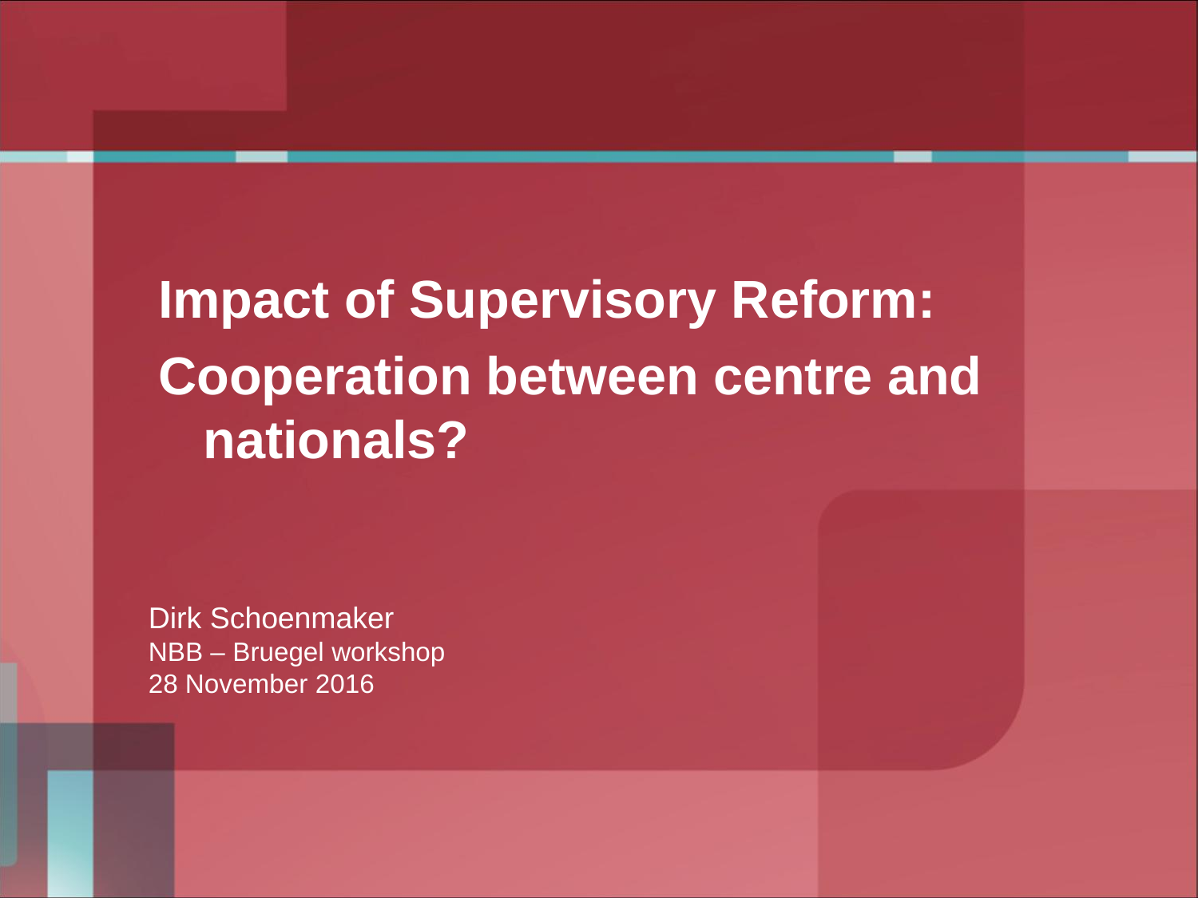# Impact of Supervisory Reform: Cooperation between centre and nationals?

Dirk Schoenmaker
NBB – Bruegel workshop
28 November 2016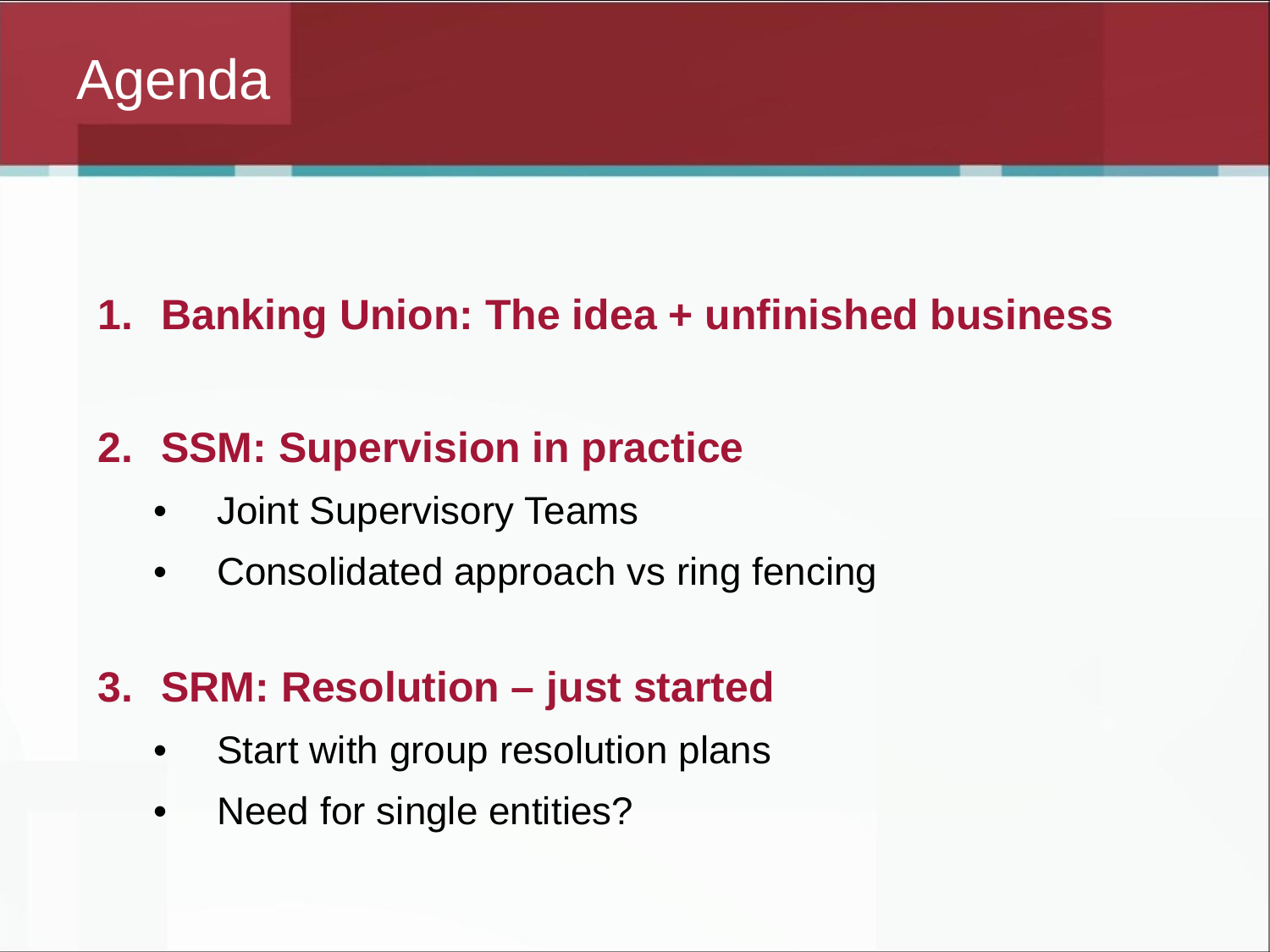# Agenda

1. **Banking Union: The idea + unfinished business**

2. **SSM: Supervision in practice**
   - Joint Supervisory Teams
   - Consolidated approach vs ring fencing

3. **SRM: Resolution – just started**
   - Start with group resolution plans
   - Need for single entities?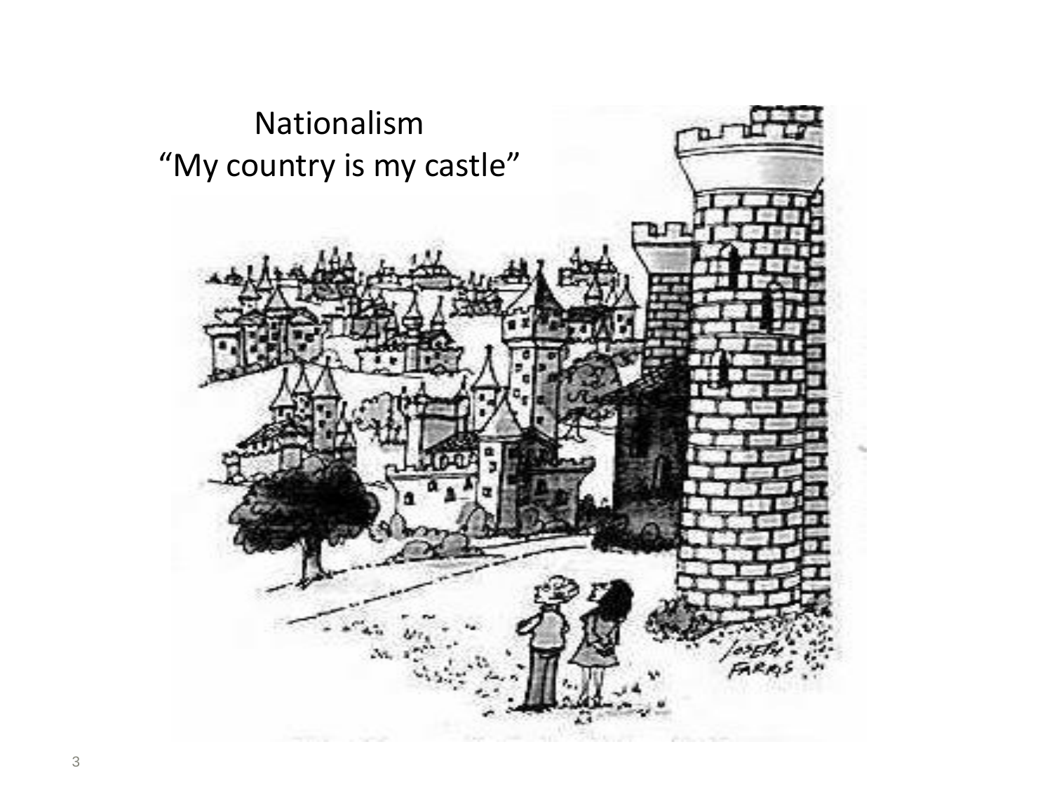Nationalism

"My country is my castle"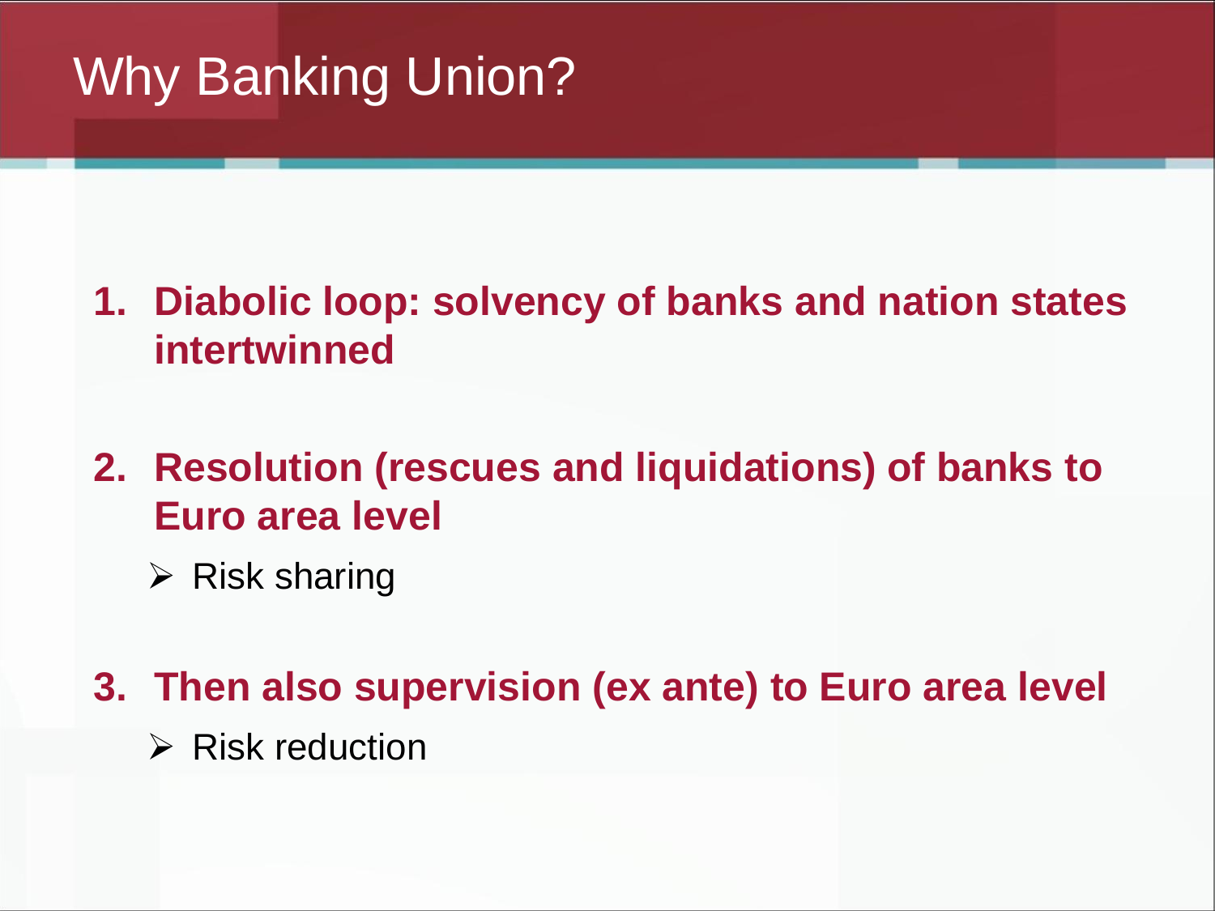# Why Banking Union?

1. **Diabolic loop: solvency of banks and nation states intertwinned**

2. **Resolution (rescues and liquidations) of banks to Euro area level**
   - Risk sharing

3. **Then also supervision (ex ante) to Euro area level**
   - Risk reduction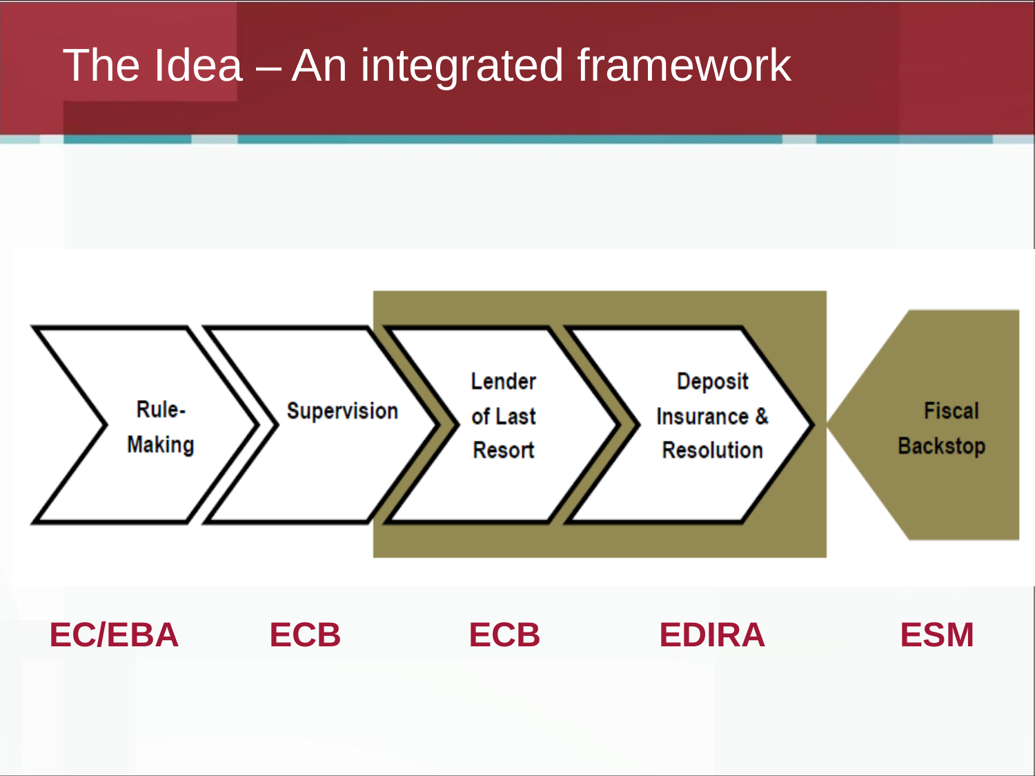# The Idea – An integrated framework

| Rule-Making | Supervision | Lender of Last Resort | Deposit Insurance & Resolution | Fiscal Backstop |
|---|---|---|---|---|
| **EC/EBA** | **ECB** | **ECB** | **EDIRA** | **ESM** |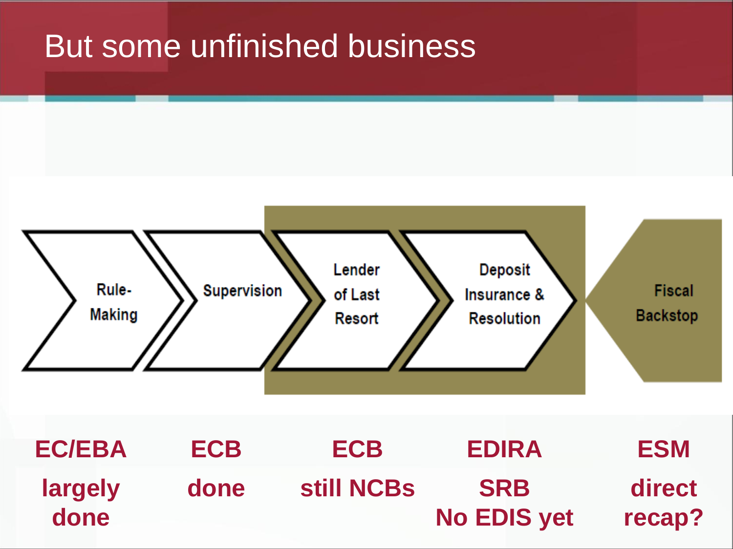# But some unfinished business

| Rule-Making | Supervision | Lender of Last Resort | Deposit Insurance & Resolution | Fiscal Backstop |
| --- | --- | --- | --- | --- |
| **EC/EBA** | **ECB** | **ECB** | **EDIRA** | **ESM** |
| **largely done** | **done** | **still NCBs** | **SRB No EDIS yet** | **direct recap?** |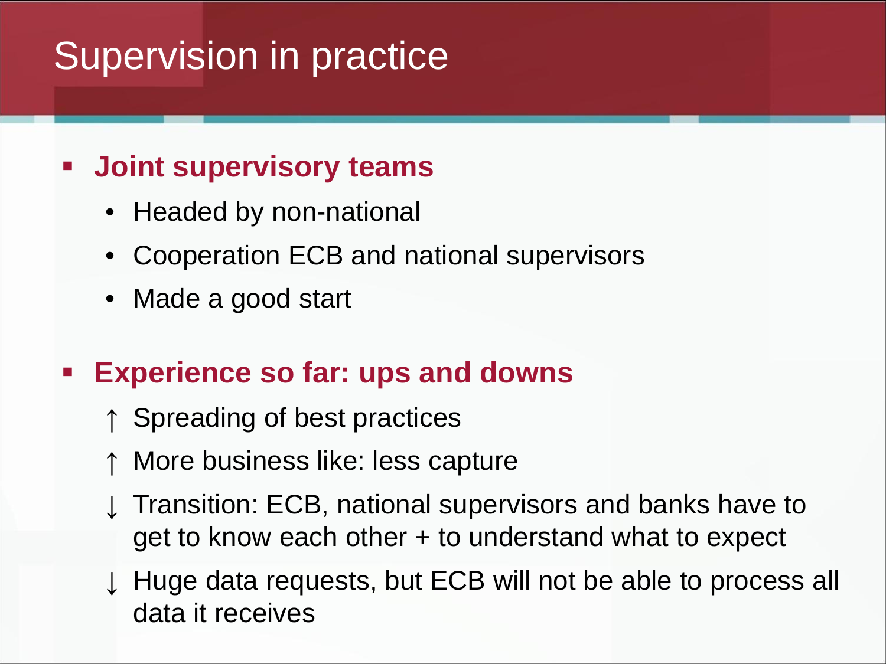# Supervision in practice

- **Joint supervisory teams**
  - Headed by non-national
  - Cooperation ECB and national supervisors
  - Made a good start

- **Experience so far: ups and downs**
  - ↑ Spreading of best practices
  - ↑ More business like: less capture
  - ↓ Transition: ECB, national supervisors and banks have to get to know each other + to understand what to expect
  - ↓ Huge data requests, but ECB will not be able to process all data it receives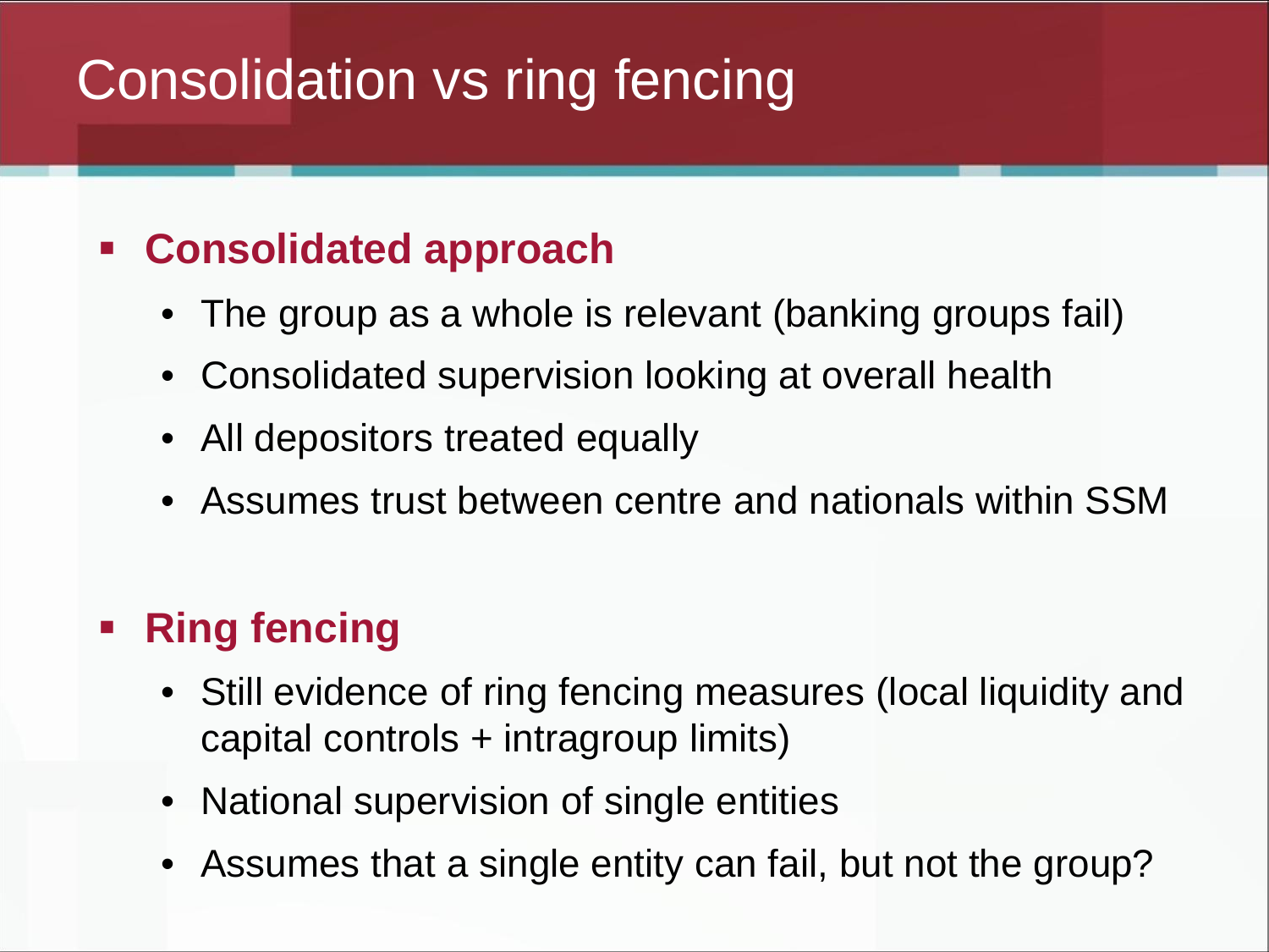# Consolidation vs ring fencing

- **Consolidated approach**
  - The group as a whole is relevant (banking groups fail)
  - Consolidated supervision looking at overall health
  - All depositors treated equally
  - Assumes trust between centre and nationals within SSM

- **Ring fencing**
  - Still evidence of ring fencing measures (local liquidity and capital controls + intragroup limits)
  - National supervision of single entities
  - Assumes that a single entity can fail, but not the group?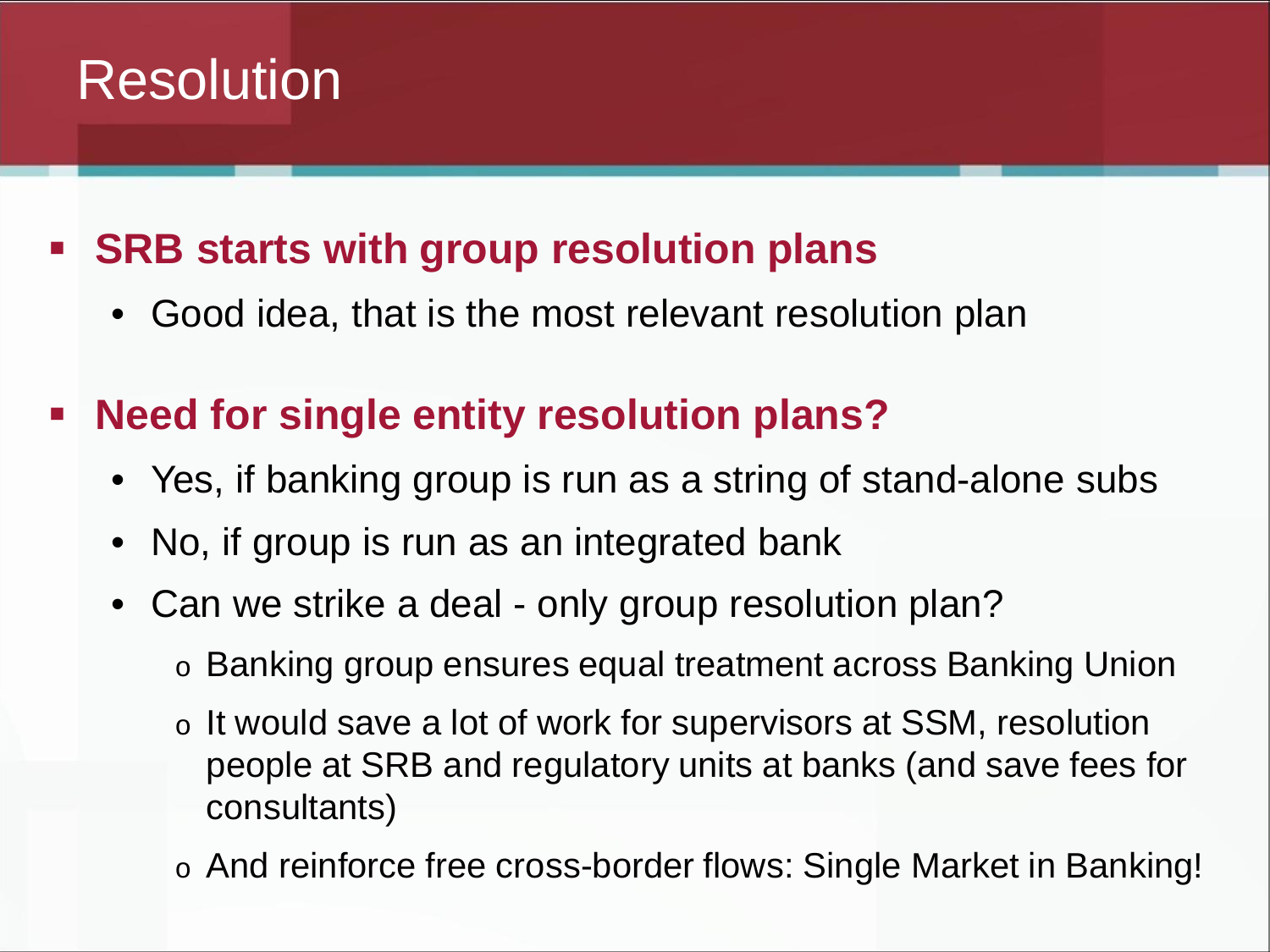# Resolution

- **SRB starts with group resolution plans**
  - Good idea, that is the most relevant resolution plan
- **Need for single entity resolution plans?**
  - Yes, if banking group is run as a string of stand-alone subs
  - No, if group is run as an integrated bank
  - Can we strike a deal - only group resolution plan?
    - Banking group ensures equal treatment across Banking Union
    - It would save a lot of work for supervisors at SSM, resolution people at SRB and regulatory units at banks (and save fees for consultants)
    - And reinforce free cross-border flows: Single Market in Banking!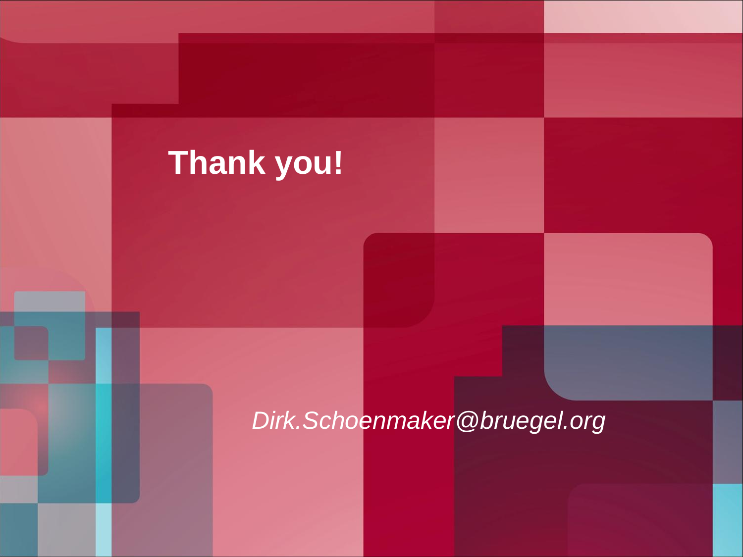# Thank you!

*Dirk.Schoenmaker@bruegel.org*